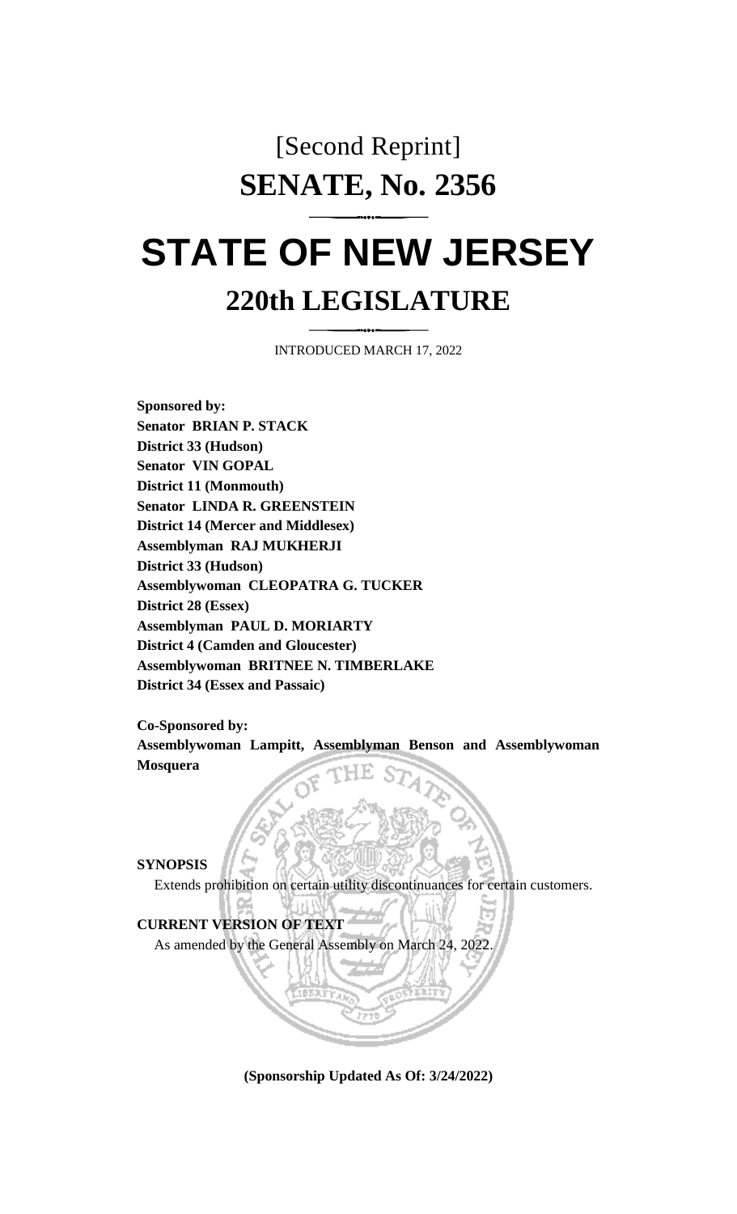[Second Reprint]

# SENATE, No. 2356

# STATE OF NEW JERSEY

## 220th LEGISLATURE

INTRODUCED MARCH 17, 2022

**Sponsored by:**
**Senator BRIAN P. STACK**
**District 33 (Hudson)**
**Senator VIN GOPAL**
**District 11 (Monmouth)**
**Senator LINDA R. GREENSTEIN**
**District 14 (Mercer and Middlesex)**
**Assemblyman RAJ MUKHERJI**
**District 33 (Hudson)**
**Assemblywoman CLEOPATRA G. TUCKER**
**District 28 (Essex)**
**Assemblyman PAUL D. MORIARTY**
**District 4 (Camden and Gloucester)**
**Assemblywoman BRITNEE N. TIMBERLAKE**
**District 34 (Essex and Passaic)**

**Co-Sponsored by:**
**Assemblywoman Lampitt, Assemblyman Benson and Assemblywoman Mosquera**

**SYNOPSIS**

Extends prohibition on certain utility discontinuances for certain customers.

**CURRENT VERSION OF TEXT**

As amended by the General Assembly on March 24, 2022.

**(Sponsorship Updated As Of: 3/24/2022)**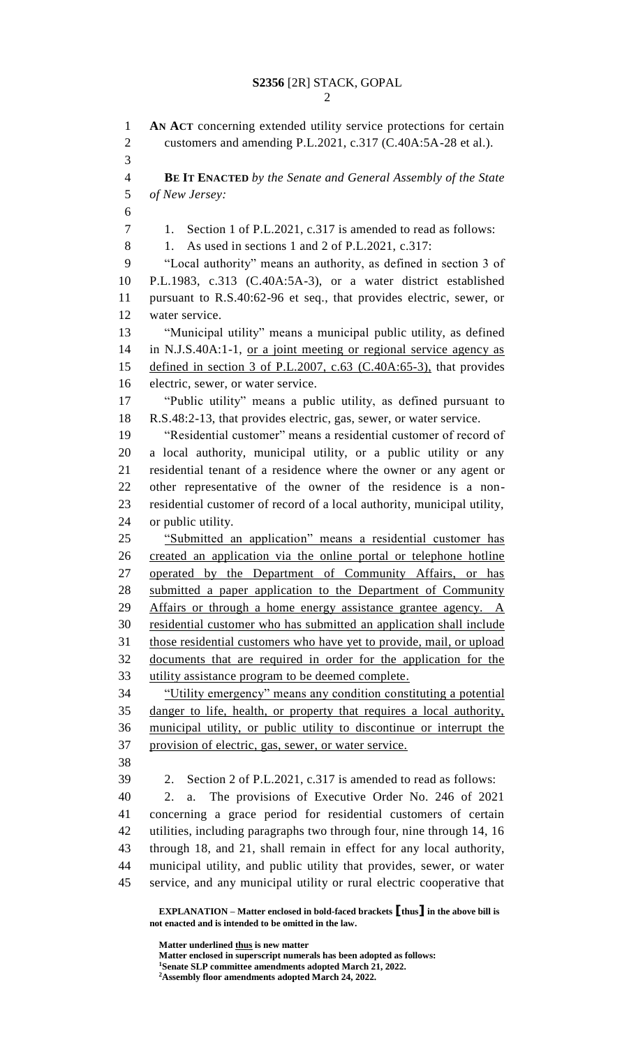**AN ACT** concerning extended utility service protections for certain customers and amending P.L.2021, c.317 (C.40A:5A-28 et al.).

**BE IT ENACTED** *by the Senate and General Assembly of the State of New Jersey:*

1. Section 1 of P.L.2021, c.317 is amended to read as follows:

1. As used in sections 1 and 2 of P.L.2021, c.317:

"Local authority" means an authority, as defined in section 3 of P.L.1983, c.313 (C.40A:5A-3), or a water district established pursuant to R.S.40:62-96 et seq., that provides electric, sewer, or water service.

"Municipal utility" means a municipal public utility, as defined in N.J.S.40A:1-1, <u>or a joint meeting or regional service agency as defined in section 3 of P.L.2007, c.63 (C.40A:65-3),</u> that provides electric, sewer, or water service.

"Public utility" means a public utility, as defined pursuant to R.S.48:2-13, that provides electric, gas, sewer, or water service.

"Residential customer" means a residential customer of record of a local authority, municipal utility, or a public utility or any residential tenant of a residence where the owner or any agent or other representative of the owner of the residence is a non-residential customer of record of a local authority, municipal utility, or public utility.

<u>"Submitted an application" means a residential customer has created an application via the online portal or telephone hotline operated by the Department of Community Affairs, or has submitted a paper application to the Department of Community Affairs or through a home energy assistance grantee agency. A residential customer who has submitted an application shall include those residential customers who have yet to provide, mail, or upload documents that are required in order for the application for the utility assistance program to be deemed complete.</u>

<u>"Utility emergency" means any condition constituting a potential danger to life, health, or property that requires a local authority, municipal utility, or public utility to discontinue or interrupt the provision of electric, gas, sewer, or water service.</u>

2. Section 2 of P.L.2021, c.317 is amended to read as follows:

2. a. The provisions of Executive Order No. 246 of 2021 concerning a grace period for residential customers of certain utilities, including paragraphs two through four, nine through 14, 16 through 18, and 21, shall remain in effect for any local authority, municipal utility, and public utility that provides, sewer, or water service, and any municipal utility or rural electric cooperative that

**EXPLANATION – Matter enclosed in bold-faced brackets [thus] in the above bill is not enacted and is intended to be omitted in the law.**

**Matter underlined <u>thus</u> is new matter**
**Matter enclosed in superscript numerals has been adopted as follows:**
**[1]Senate SLP committee amendments adopted March 21, 2022.**
**[2]Assembly floor amendments adopted March 24, 2022.**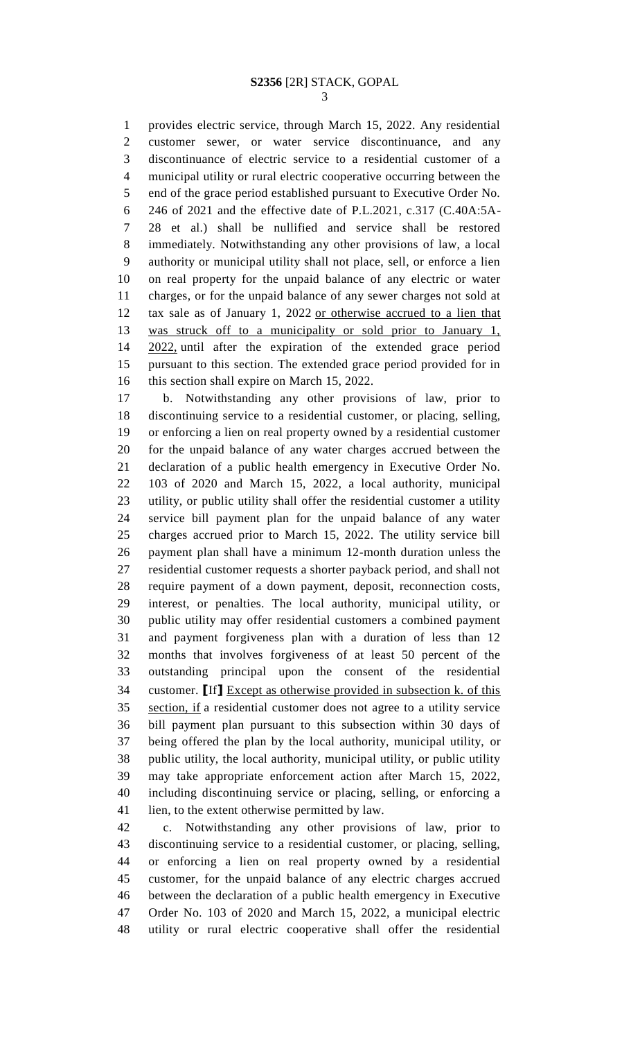provides electric service, through March 15, 2022. Any residential customer sewer, or water service discontinuance, and any discontinuance of electric service to a residential customer of a municipal utility or rural electric cooperative occurring between the end of the grace period established pursuant to Executive Order No. 246 of 2021 and the effective date of P.L.2021, c.317 (C.40A:5A-28 et al.) shall be nullified and service shall be restored immediately. Notwithstanding any other provisions of law, a local authority or municipal utility shall not place, sell, or enforce a lien on real property for the unpaid balance of any electric or water charges, or for the unpaid balance of any sewer charges not sold at tax sale as of January 1, 2022 <u>or otherwise accrued to a lien that was struck off to a municipality or sold prior to January 1, 2022,</u> until after the expiration of the extended grace period pursuant to this section. The extended grace period provided for in this section shall expire on March 15, 2022.

b. Notwithstanding any other provisions of law, prior to discontinuing service to a residential customer, or placing, selling, or enforcing a lien on real property owned by a residential customer for the unpaid balance of any water charges accrued between the declaration of a public health emergency in Executive Order No. 103 of 2020 and March 15, 2022, a local authority, municipal utility, or public utility shall offer the residential customer a utility service bill payment plan for the unpaid balance of any water charges accrued prior to March 15, 2022. The utility service bill payment plan shall have a minimum 12-month duration unless the residential customer requests a shorter payback period, and shall not require payment of a down payment, deposit, reconnection costs, interest, or penalties. The local authority, municipal utility, or public utility may offer residential customers a combined payment and payment forgiveness plan with a duration of less than 12 months that involves forgiveness of at least 50 percent of the outstanding principal upon the consent of the residential customer. ⟦If⟧ <u>Except as otherwise provided in subsection k. of this section, if</u> a residential customer does not agree to a utility service bill payment plan pursuant to this subsection within 30 days of being offered the plan by the local authority, municipal utility, or public utility, the local authority, municipal utility, or public utility may take appropriate enforcement action after March 15, 2022, including discontinuing service or placing, selling, or enforcing a lien, to the extent otherwise permitted by law.

c. Notwithstanding any other provisions of law, prior to discontinuing service to a residential customer, or placing, selling, or enforcing a lien on real property owned by a residential customer, for the unpaid balance of any electric charges accrued between the declaration of a public health emergency in Executive Order No. 103 of 2020 and March 15, 2022, a municipal electric utility or rural electric cooperative shall offer the residential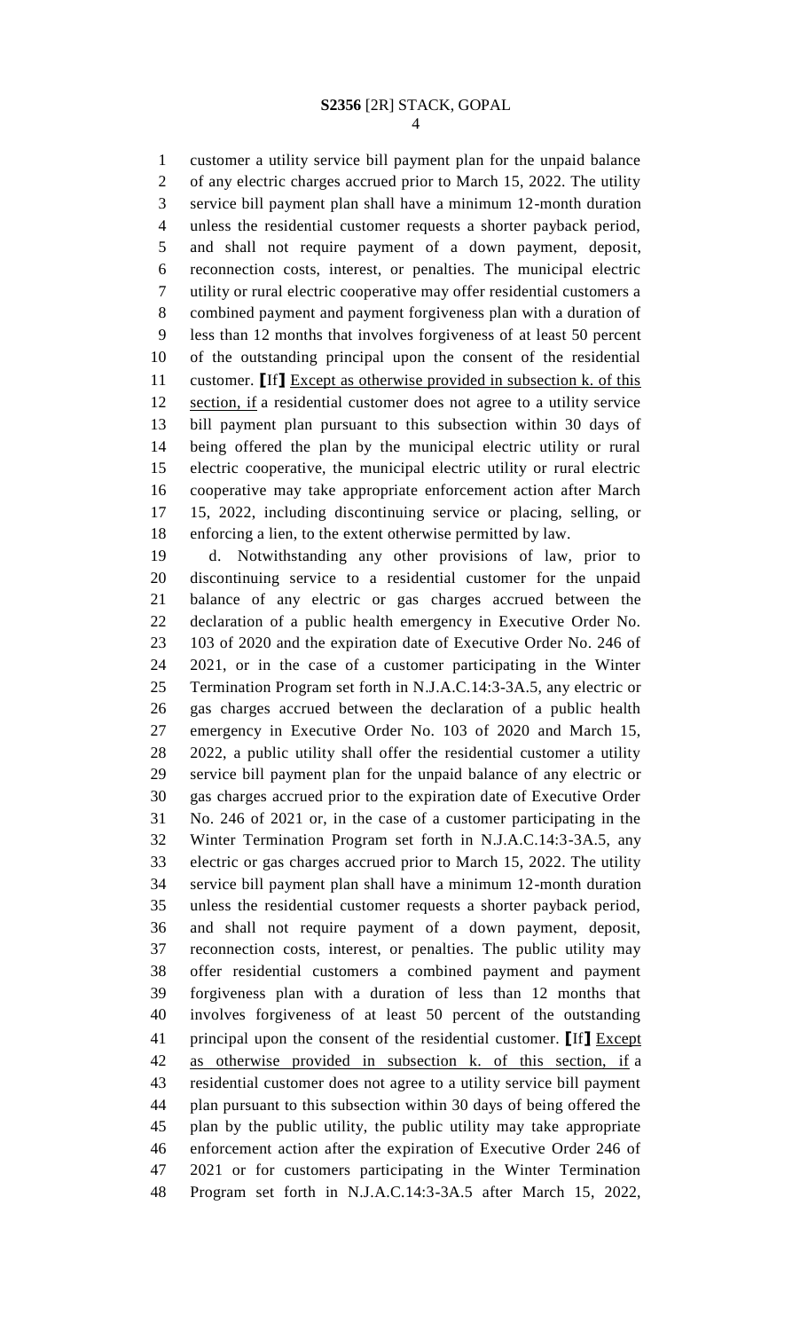customer a utility service bill payment plan for the unpaid balance of any electric charges accrued prior to March 15, 2022. The utility service bill payment plan shall have a minimum 12-month duration unless the residential customer requests a shorter payback period, and shall not require payment of a down payment, deposit, reconnection costs, interest, or penalties. The municipal electric utility or rural electric cooperative may offer residential customers a combined payment and payment forgiveness plan with a duration of less than 12 months that involves forgiveness of at least 50 percent of the outstanding principal upon the consent of the residential customer. ⟦If⟧ <u>Except as otherwise provided in subsection k. of this section, if</u> a residential customer does not agree to a utility service bill payment plan pursuant to this subsection within 30 days of being offered the plan by the municipal electric utility or rural electric cooperative, the municipal electric utility or rural electric cooperative may take appropriate enforcement action after March 15, 2022, including discontinuing service or placing, selling, or enforcing a lien, to the extent otherwise permitted by law.

d. Notwithstanding any other provisions of law, prior to discontinuing service to a residential customer for the unpaid balance of any electric or gas charges accrued between the declaration of a public health emergency in Executive Order No. 103 of 2020 and the expiration date of Executive Order No. 246 of 2021, or in the case of a customer participating in the Winter Termination Program set forth in N.J.A.C.14:3-3A.5, any electric or gas charges accrued between the declaration of a public health emergency in Executive Order No. 103 of 2020 and March 15, 2022, a public utility shall offer the residential customer a utility service bill payment plan for the unpaid balance of any electric or gas charges accrued prior to the expiration date of Executive Order No. 246 of 2021 or, in the case of a customer participating in the Winter Termination Program set forth in N.J.A.C.14:3-3A.5, any electric or gas charges accrued prior to March 15, 2022. The utility service bill payment plan shall have a minimum 12-month duration unless the residential customer requests a shorter payback period, and shall not require payment of a down payment, deposit, reconnection costs, interest, or penalties. The public utility may offer residential customers a combined payment and payment forgiveness plan with a duration of less than 12 months that involves forgiveness of at least 50 percent of the outstanding principal upon the consent of the residential customer. ⟦If⟧ <u>Except as otherwise provided in subsection k. of this section, if</u> a residential customer does not agree to a utility service bill payment plan pursuant to this subsection within 30 days of being offered the plan by the public utility, the public utility may take appropriate enforcement action after the expiration of Executive Order 246 of 2021 or for customers participating in the Winter Termination Program set forth in N.J.A.C.14:3-3A.5 after March 15, 2022,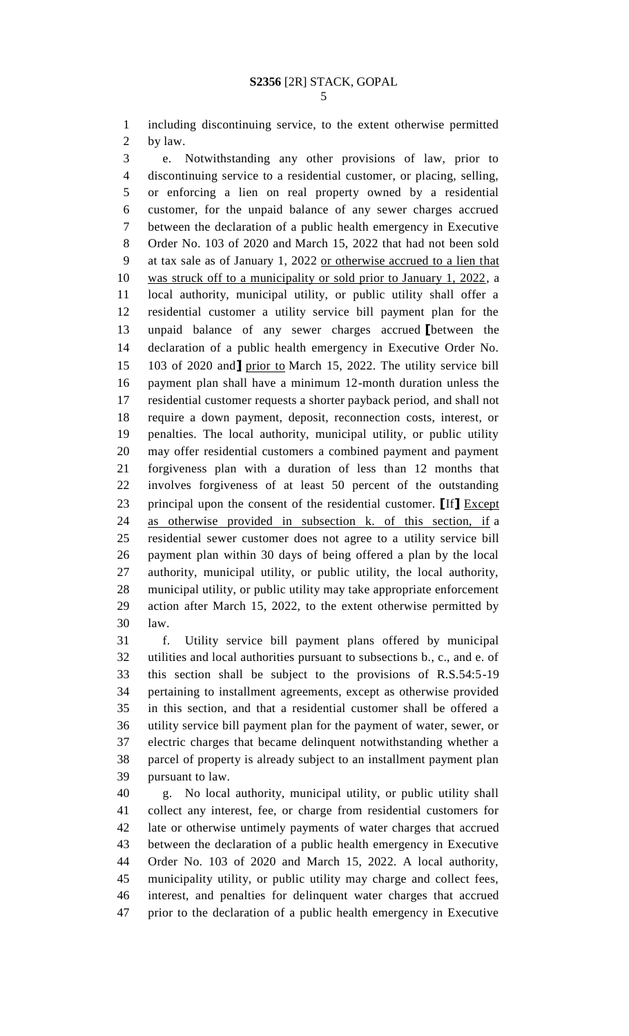including discontinuing service, to the extent otherwise permitted by law.

e. Notwithstanding any other provisions of law, prior to discontinuing service to a residential customer, or placing, selling, or enforcing a lien on real property owned by a residential customer, for the unpaid balance of any sewer charges accrued between the declaration of a public health emergency in Executive Order No. 103 of 2020 and March 15, 2022 that had not been sold at tax sale as of January 1, 2022 or otherwise accrued to a lien that was struck off to a municipality or sold prior to January 1, 2022, a local authority, municipal utility, or public utility shall offer a residential customer a utility service bill payment plan for the unpaid balance of any sewer charges accrued [between the declaration of a public health emergency in Executive Order No. 103 of 2020 and] prior to March 15, 2022. The utility service bill payment plan shall have a minimum 12-month duration unless the residential customer requests a shorter payback period, and shall not require a down payment, deposit, reconnection costs, interest, or penalties. The local authority, municipal utility, or public utility may offer residential customers a combined payment and payment forgiveness plan with a duration of less than 12 months that involves forgiveness of at least 50 percent of the outstanding principal upon the consent of the residential customer. [If] Except as otherwise provided in subsection k. of this section, if a residential sewer customer does not agree to a utility service bill payment plan within 30 days of being offered a plan by the local authority, municipal utility, or public utility, the local authority, municipal utility, or public utility may take appropriate enforcement action after March 15, 2022, to the extent otherwise permitted by law.

f. Utility service bill payment plans offered by municipal utilities and local authorities pursuant to subsections b., c., and e. of this section shall be subject to the provisions of R.S.54:5-19 pertaining to installment agreements, except as otherwise provided in this section, and that a residential customer shall be offered a utility service bill payment plan for the payment of water, sewer, or electric charges that became delinquent notwithstanding whether a parcel of property is already subject to an installment payment plan pursuant to law.

g. No local authority, municipal utility, or public utility shall collect any interest, fee, or charge from residential customers for late or otherwise untimely payments of water charges that accrued between the declaration of a public health emergency in Executive Order No. 103 of 2020 and March 15, 2022. A local authority, municipality utility, or public utility may charge and collect fees, interest, and penalties for delinquent water charges that accrued prior to the declaration of a public health emergency in Executive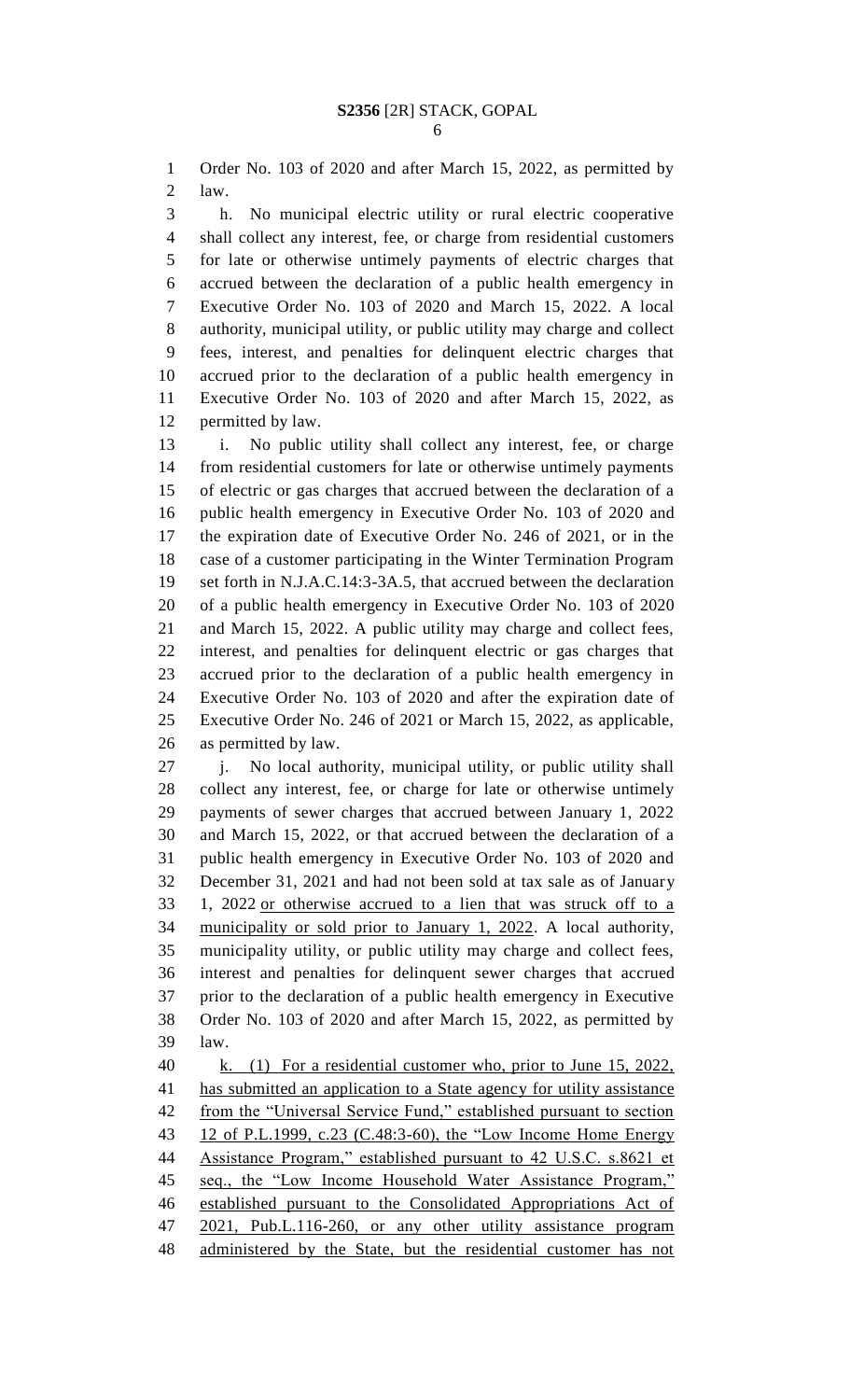Order No. 103 of 2020 and after March 15, 2022, as permitted by law.

h. No municipal electric utility or rural electric cooperative shall collect any interest, fee, or charge from residential customers for late or otherwise untimely payments of electric charges that accrued between the declaration of a public health emergency in Executive Order No. 103 of 2020 and March 15, 2022. A local authority, municipal utility, or public utility may charge and collect fees, interest, and penalties for delinquent electric charges that accrued prior to the declaration of a public health emergency in Executive Order No. 103 of 2020 and after March 15, 2022, as permitted by law.

i. No public utility shall collect any interest, fee, or charge from residential customers for late or otherwise untimely payments of electric or gas charges that accrued between the declaration of a public health emergency in Executive Order No. 103 of 2020 and the expiration date of Executive Order No. 246 of 2021, or in the case of a customer participating in the Winter Termination Program set forth in N.J.A.C.14:3-3A.5, that accrued between the declaration of a public health emergency in Executive Order No. 103 of 2020 and March 15, 2022. A public utility may charge and collect fees, interest, and penalties for delinquent electric or gas charges that accrued prior to the declaration of a public health emergency in Executive Order No. 103 of 2020 and after the expiration date of Executive Order No. 246 of 2021 or March 15, 2022, as applicable, as permitted by law.

j. No local authority, municipal utility, or public utility shall collect any interest, fee, or charge for late or otherwise untimely payments of sewer charges that accrued between January 1, 2022 and March 15, 2022, or that accrued between the declaration of a public health emergency in Executive Order No. 103 of 2020 and December 31, 2021 and had not been sold at tax sale as of January 1, 2022 <u>or otherwise accrued to a lien that was struck off to a municipality or sold prior to January 1, 2022</u>. A local authority, municipality utility, or public utility may charge and collect fees, interest and penalties for delinquent sewer charges that accrued prior to the declaration of a public health emergency in Executive Order No. 103 of 2020 and after March 15, 2022, as permitted by law.

<u>k. (1) For a residential customer who, prior to June 15, 2022, has submitted an application to a State agency for utility assistance from the "Universal Service Fund," established pursuant to section 12 of P.L.1999, c.23 (C.48:3-60), the "Low Income Home Energy Assistance Program," established pursuant to 42 U.S.C. s.8621 et seq., the "Low Income Household Water Assistance Program," established pursuant to the Consolidated Appropriations Act of 2021, Pub.L.116-260, or any other utility assistance program administered by the State, but the residential customer has not</u>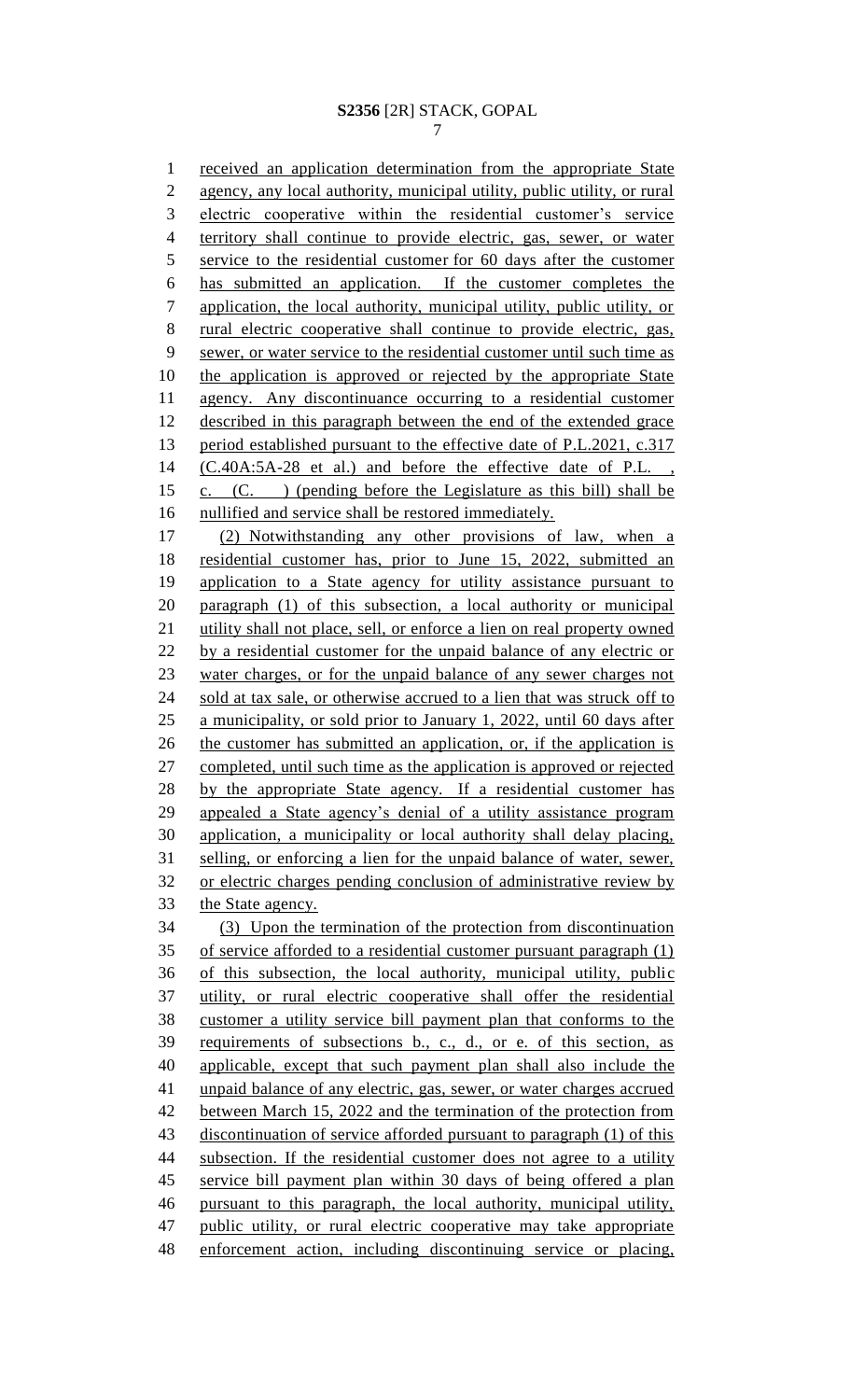received an application determination from the appropriate State agency, any local authority, municipal utility, public utility, or rural electric cooperative within the residential customer's service territory shall continue to provide electric, gas, sewer, or water service to the residential customer for 60 days after the customer has submitted an application. If the customer completes the application, the local authority, municipal utility, public utility, or rural electric cooperative shall continue to provide electric, gas, sewer, or water service to the residential customer until such time as the application is approved or rejected by the appropriate State agency. Any discontinuance occurring to a residential customer described in this paragraph between the end of the extended grace period established pursuant to the effective date of P.L.2021, c.317 (C.40A:5A-28 et al.) and before the effective date of P.L. , c. (C. ) (pending before the Legislature as this bill) shall be nullified and service shall be restored immediately.

(2) Notwithstanding any other provisions of law, when a residential customer has, prior to June 15, 2022, submitted an application to a State agency for utility assistance pursuant to paragraph (1) of this subsection, a local authority or municipal utility shall not place, sell, or enforce a lien on real property owned by a residential customer for the unpaid balance of any electric or water charges, or for the unpaid balance of any sewer charges not sold at tax sale, or otherwise accrued to a lien that was struck off to a municipality, or sold prior to January 1, 2022, until 60 days after the customer has submitted an application, or, if the application is completed, until such time as the application is approved or rejected by the appropriate State agency. If a residential customer has appealed a State agency's denial of a utility assistance program application, a municipality or local authority shall delay placing, selling, or enforcing a lien for the unpaid balance of water, sewer, or electric charges pending conclusion of administrative review by the State agency.

(3) Upon the termination of the protection from discontinuation of service afforded to a residential customer pursuant paragraph (1) of this subsection, the local authority, municipal utility, public utility, or rural electric cooperative shall offer the residential customer a utility service bill payment plan that conforms to the requirements of subsections b., c., d., or e. of this section, as applicable, except that such payment plan shall also include the unpaid balance of any electric, gas, sewer, or water charges accrued between March 15, 2022 and the termination of the protection from discontinuation of service afforded pursuant to paragraph (1) of this subsection. If the residential customer does not agree to a utility service bill payment plan within 30 days of being offered a plan pursuant to this paragraph, the local authority, municipal utility, public utility, or rural electric cooperative may take appropriate enforcement action, including discontinuing service or placing,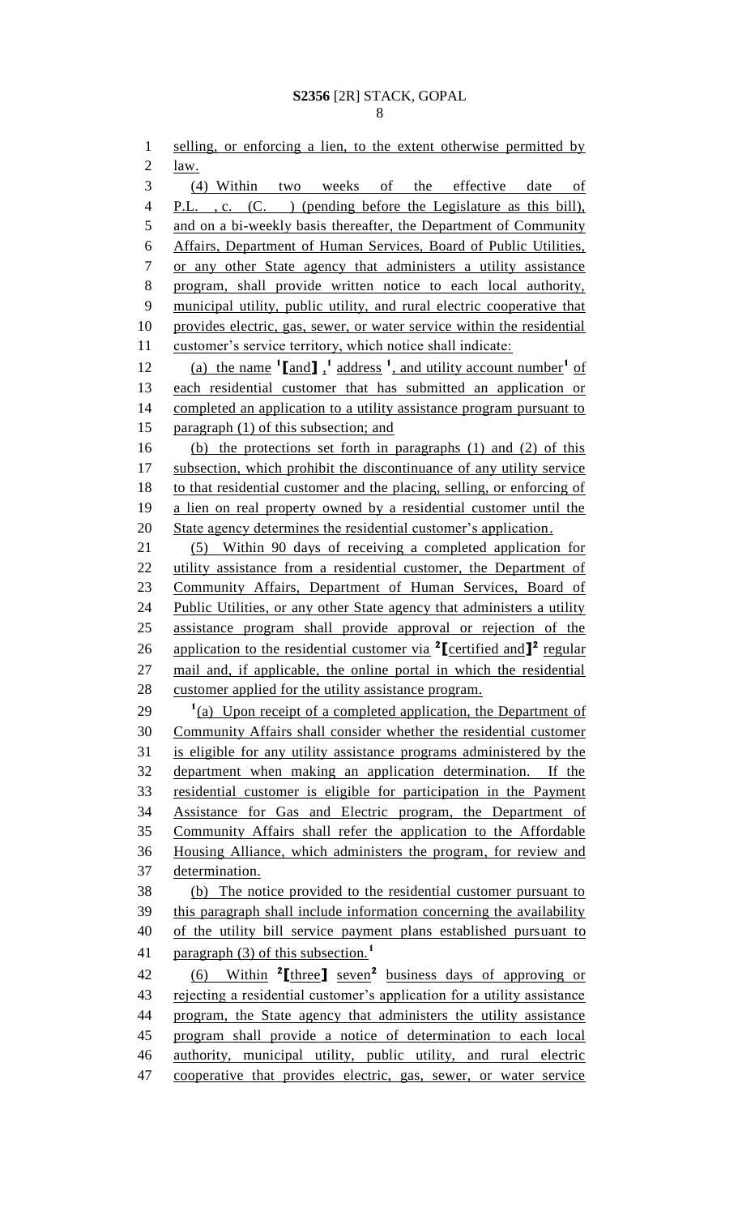selling, or enforcing a lien, to the extent otherwise permitted by law.

(4) Within two weeks of the effective date of P.L. , c. (C. ) (pending before the Legislature as this bill), and on a bi-weekly basis thereafter, the Department of Community Affairs, Department of Human Services, Board of Public Utilities, or any other State agency that administers a utility assistance program, shall provide written notice to each local authority, municipal utility, public utility, and rural electric cooperative that provides electric, gas, sewer, or water service within the residential customer's service territory, which notice shall indicate:

(a) the name [1]【and】,[1] address [1], and utility account number[1] of each residential customer that has submitted an application or completed an application to a utility assistance program pursuant to paragraph (1) of this subsection; and

(b) the protections set forth in paragraphs (1) and (2) of this subsection, which prohibit the discontinuance of any utility service to that residential customer and the placing, selling, or enforcing of a lien on real property owned by a residential customer until the State agency determines the residential customer's application.

(5) Within 90 days of receiving a completed application for utility assistance from a residential customer, the Department of Community Affairs, Department of Human Services, Board of Public Utilities, or any other State agency that administers a utility assistance program shall provide approval or rejection of the application to the residential customer via [2]【certified and】[2] regular mail and, if applicable, the online portal in which the residential customer applied for the utility assistance program.

[1](a) Upon receipt of a completed application, the Department of Community Affairs shall consider whether the residential customer is eligible for any utility assistance programs administered by the department when making an application determination. If the residential customer is eligible for participation in the Payment Assistance for Gas and Electric program, the Department of Community Affairs shall refer the application to the Affordable Housing Alliance, which administers the program, for review and determination.

(b) The notice provided to the residential customer pursuant to this paragraph shall include information concerning the availability of the utility bill service payment plans established pursuant to paragraph (3) of this subsection.[1]

(6) Within [2]【three】 seven[2] business days of approving or rejecting a residential customer's application for a utility assistance program, the State agency that administers the utility assistance program shall provide a notice of determination to each local authority, municipal utility, public utility, and rural electric cooperative that provides electric, gas, sewer, or water service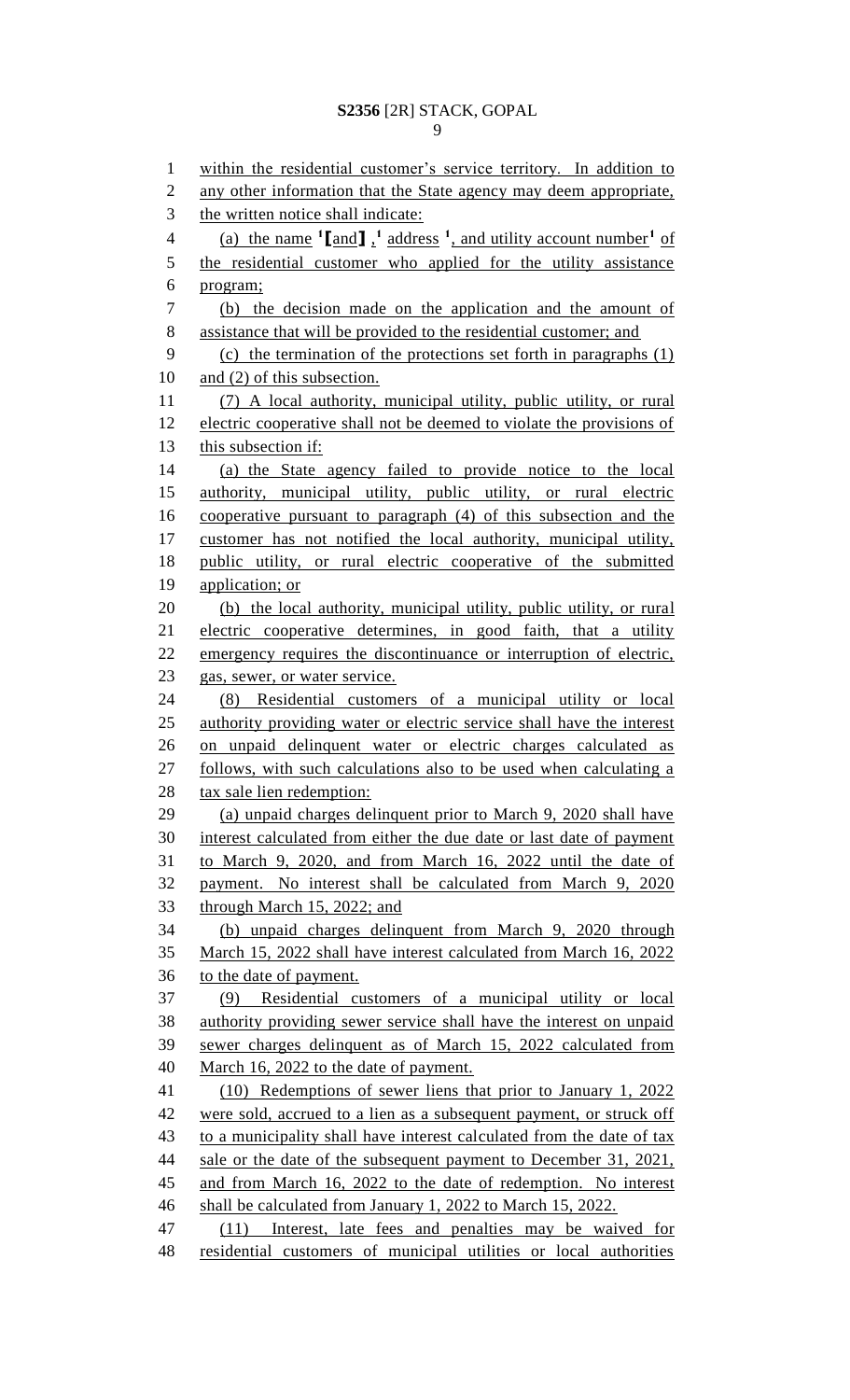within the residential customer's service territory. In addition to any other information that the State agency may deem appropriate, the written notice shall indicate:

(a) the name [1][and][1], address [1], and utility account number[1] of the residential customer who applied for the utility assistance program;

(b) the decision made on the application and the amount of assistance that will be provided to the residential customer; and

(c) the termination of the protections set forth in paragraphs (1) and (2) of this subsection.

(7) A local authority, municipal utility, public utility, or rural electric cooperative shall not be deemed to violate the provisions of this subsection if:

(a) the State agency failed to provide notice to the local authority, municipal utility, public utility, or rural electric cooperative pursuant to paragraph (4) of this subsection and the customer has not notified the local authority, municipal utility, public utility, or rural electric cooperative of the submitted application; or

(b) the local authority, municipal utility, public utility, or rural electric cooperative determines, in good faith, that a utility emergency requires the discontinuance or interruption of electric, gas, sewer, or water service.

(8) Residential customers of a municipal utility or local authority providing water or electric service shall have the interest on unpaid delinquent water or electric charges calculated as follows, with such calculations also to be used when calculating a tax sale lien redemption:

(a) unpaid charges delinquent prior to March 9, 2020 shall have interest calculated from either the due date or last date of payment to March 9, 2020, and from March 16, 2022 until the date of payment. No interest shall be calculated from March 9, 2020 through March 15, 2022; and

(b) unpaid charges delinquent from March 9, 2020 through March 15, 2022 shall have interest calculated from March 16, 2022 to the date of payment.

(9) Residential customers of a municipal utility or local authority providing sewer service shall have the interest on unpaid sewer charges delinquent as of March 15, 2022 calculated from March 16, 2022 to the date of payment.

(10) Redemptions of sewer liens that prior to January 1, 2022 were sold, accrued to a lien as a subsequent payment, or struck off to a municipality shall have interest calculated from the date of tax sale or the date of the subsequent payment to December 31, 2021, and from March 16, 2022 to the date of redemption. No interest shall be calculated from January 1, 2022 to March 15, 2022.

(11) Interest, late fees and penalties may be waived for residential customers of municipal utilities or local authorities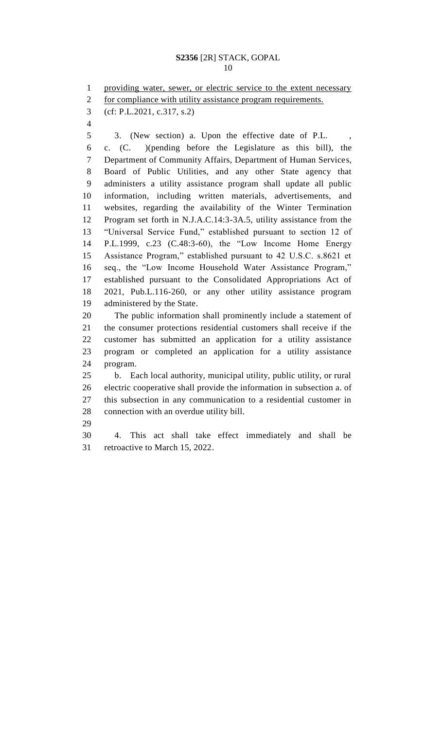providing water, sewer, or electric service to the extent necessary for compliance with utility assistance program requirements.

(cf: P.L.2021, c.317, s.2)

3. (New section) a. Upon the effective date of P.L. , c. (C. )(pending before the Legislature as this bill), the Department of Community Affairs, Department of Human Services, Board of Public Utilities, and any other State agency that administers a utility assistance program shall update all public information, including written materials, advertisements, and websites, regarding the availability of the Winter Termination Program set forth in N.J.A.C.14:3-3A.5, utility assistance from the "Universal Service Fund," established pursuant to section 12 of P.L.1999, c.23 (C.48:3-60), the "Low Income Home Energy Assistance Program," established pursuant to 42 U.S.C. s.8621 et seq., the "Low Income Household Water Assistance Program," established pursuant to the Consolidated Appropriations Act of 2021, Pub.L.116-260, or any other utility assistance program administered by the State.

The public information shall prominently include a statement of the consumer protections residential customers shall receive if the customer has submitted an application for a utility assistance program or completed an application for a utility assistance program.

b. Each local authority, municipal utility, public utility, or rural electric cooperative shall provide the information in subsection a. of this subsection in any communication to a residential customer in connection with an overdue utility bill.

4. This act shall take effect immediately and shall be retroactive to March 15, 2022.